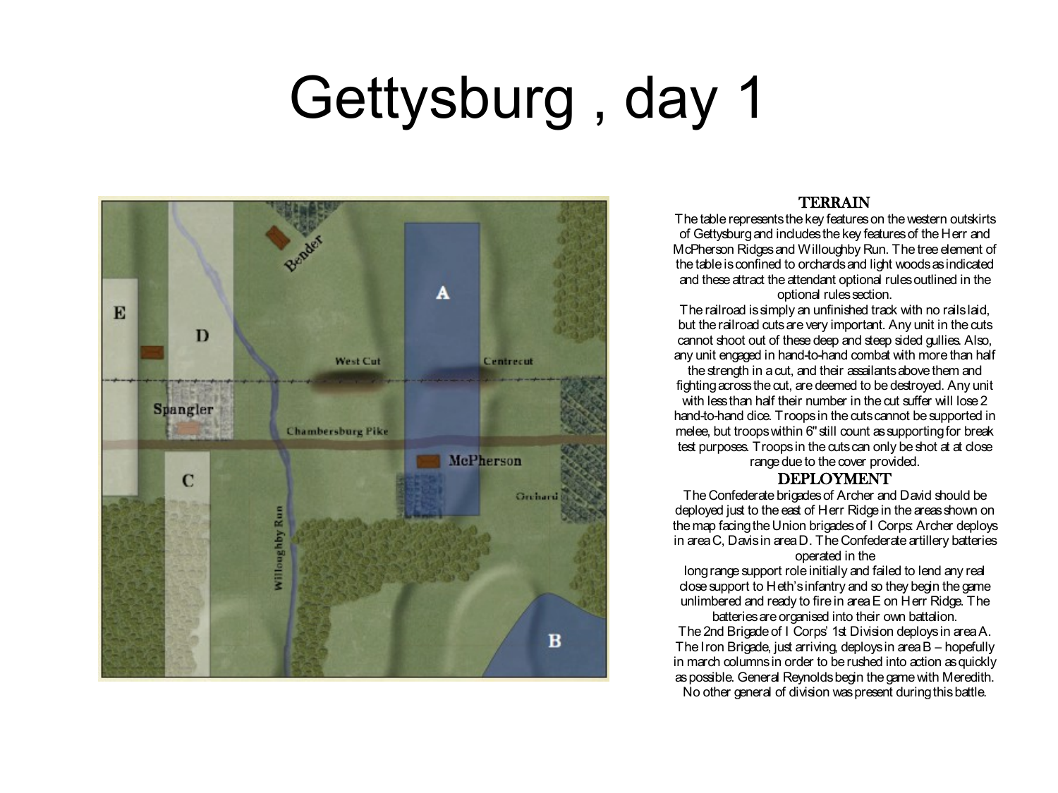# Gettysburg , day 1

## TERRAIN

The table represents the key features on the western outskirts of Gettysburg and includes the key features of the Herr and McPherson Ridges and Willoughby Run. The tree element of the table is confined to orchards and light woods as indicated and these attract the attendant optional rules outlined in the optional rules section.

The railroad is simply an unfinished track with no rails laid, but the railroad cuts are very important. Any unit in the cuts cannot shoot out of these deep and steep sided gullies. Also, any unit engaged in hand-to-hand combat with more than half the strength in a cut, and their assailants above them and fighting across the cut, are deemed to be destroyed. Any unit with less than half their number in the cut suffer will lose 2 hand-to-hand dice. Troops in the cuts cannot be supported in melee, but troops within 6" still count as supporting for break test purposes. Troops in the cuts can only be shot at at close range due to the cover provided.

## DEPLOYMENT

The Confederate brigades of Archer and David should be deployed just to the east of Herr Ridge in the areas shown on the map facing the Union brigades of I Corps: Archer deploys in area C, Davis in area D. The Confederate artillery batteries operated in the long range support role initially and failed to lend any real close support to Heth's infantry and so they begin the game unlimbered and ready to fire in area E on Herr Ridge. The batteries are organised into their own battalion.

The 2nd Brigade of I Corps' 1st Division deploys in area A. The Iron Brigade, just arriving, deploys in area B – hopefully in march columns in order to be rushed into action as quickly as possible. General Reynolds begin the game with Meredith. No other general of division was present during this battle.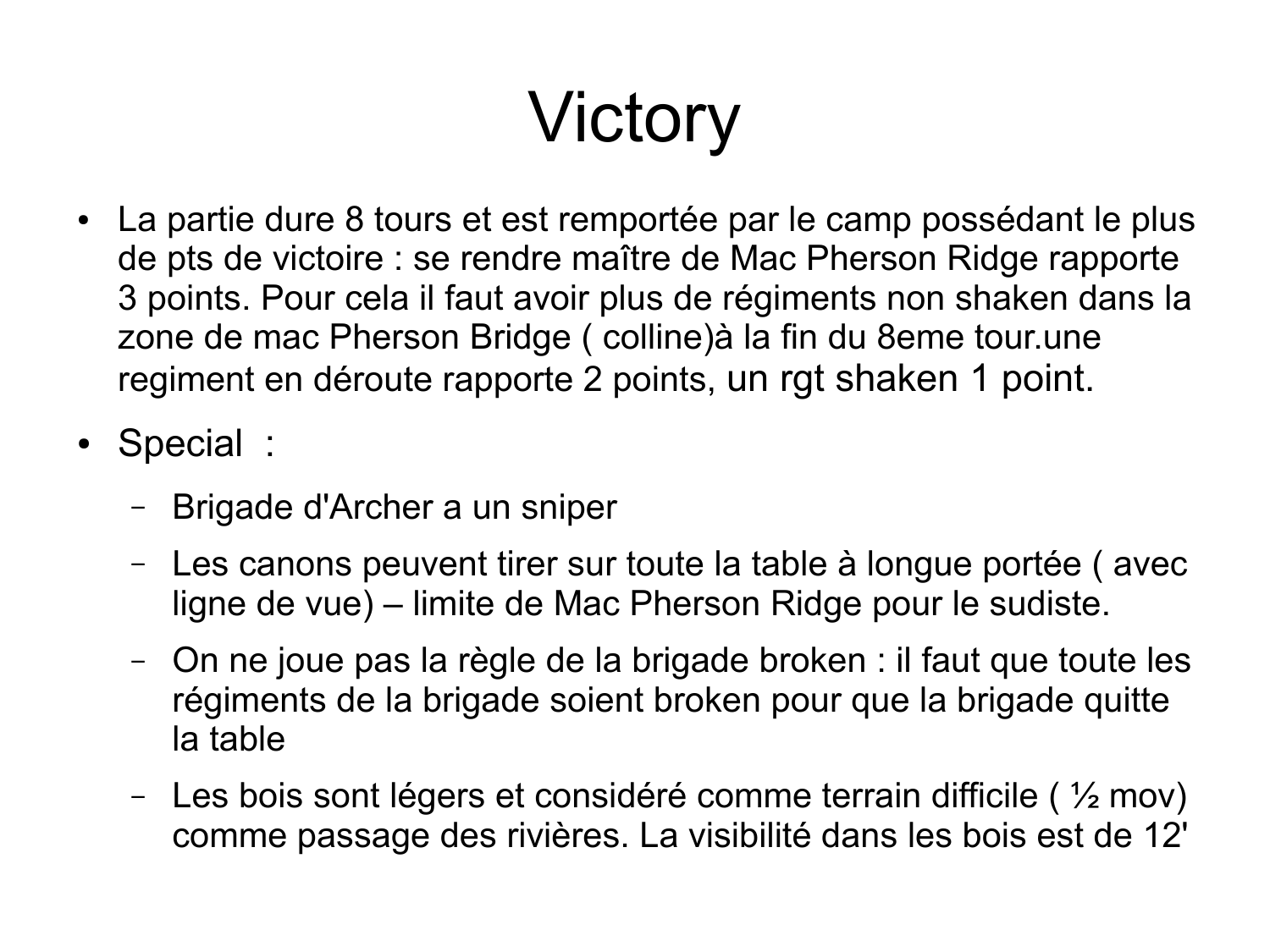# Victory

- La partie dure 8 tours et est remportée par le camp possédant le plus de pts de victoire : se rendre maître de Mac Pherson Ridge rapporte 3 points. Pour cela il faut avoir plus de régiments non shaken dans la zone de mac Pherson Bridge ( colline)à la fin du 8eme tour.une regiment en déroute rapporte 2 points, un rgt shaken 1 point.
- Special :
  - Brigade d'Archer a un sniper
  - Les canons peuvent tirer sur toute la table à longue portée ( avec ligne de vue) – limite de Mac Pherson Ridge pour le sudiste.
  - On ne joue pas la règle de la brigade broken : il faut que toute les régiments de la brigade soient broken pour que la brigade quitte la table
  - Les bois sont légers et considéré comme terrain difficile ( ½ mov) comme passage des rivières. La visibilité dans les bois est de 12'